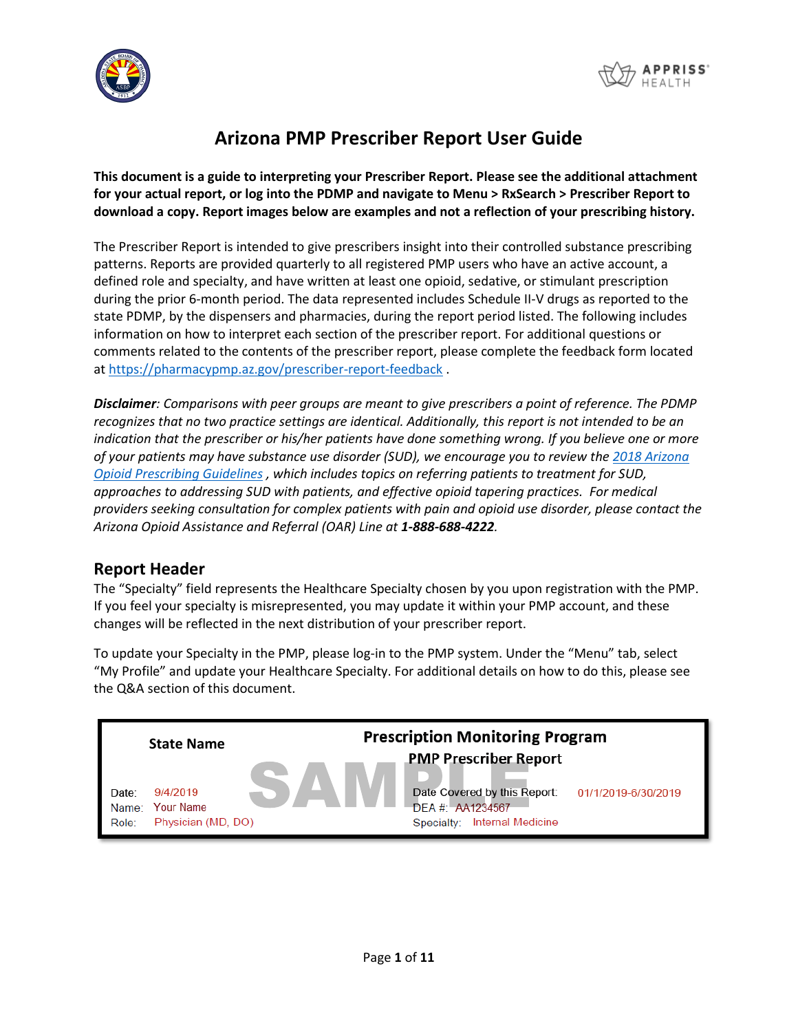# Arizona PMP Prescriber Report User Guide

**This document is a guide to interpreting your Prescriber Report. Please see the additional attachment for your actual report, or log into the PDMP and navigate to Menu > RxSearch > Prescriber Report to download a copy. Report images below are examples and not a reflection of your prescribing history.**

The Prescriber Report is intended to give prescribers insight into their controlled substance prescribing patterns. Reports are provided quarterly to all registered PMP users who have an active account, a defined role and specialty, and have written at least one opioid, sedative, or stimulant prescription during the prior 6-month period. The data represented includes Schedule II-V drugs as reported to the state PDMP, by the dispensers and pharmacies, during the report period listed. The following includes information on how to interpret each section of the prescriber report. For additional questions or comments related to the contents of the prescriber report, please complete the feedback form located at https://pharmacypmp.az.gov/prescriber-report-feedback .

***Disclaimer****: Comparisons with peer groups are meant to give prescribers a point of reference. The PDMP recognizes that no two practice settings are identical. Additionally, this report is not intended to be an indication that the prescriber or his/her patients have done something wrong. If you believe one or more of your patients may have substance use disorder (SUD), we encourage you to review the 2018 Arizona Opioid Prescribing Guidelines , which includes topics on referring patients to treatment for SUD, approaches to addressing SUD with patients, and effective opioid tapering practices. For medical providers seeking consultation for complex patients with pain and opioid use disorder, please contact the Arizona Opioid Assistance and Referral (OAR) Line at* ***1-888-688-4222****.*

## Report Header

The "Specialty" field represents the Healthcare Specialty chosen by you upon registration with the PMP. If you feel your specialty is misrepresented, you may update it within your PMP account, and these changes will be reflected in the next distribution of your prescriber report.

To update your Specialty in the PMP, please log-in to the PMP system. Under the "Menu" tab, select "My Profile" and update your Healthcare Specialty. For additional details on how to do this, please see the Q&A section of this document.

**State Name** | **Prescription Monitoring Program**
**PMP Prescriber Report**

SAMPLE

Date: 9/4/2019
Name: Your Name
Role: Physician (MD, DO)

Date Covered by this Report: 01/1/2019-6/30/2019
DEA #: AA1234567
Specialty: Internal Medicine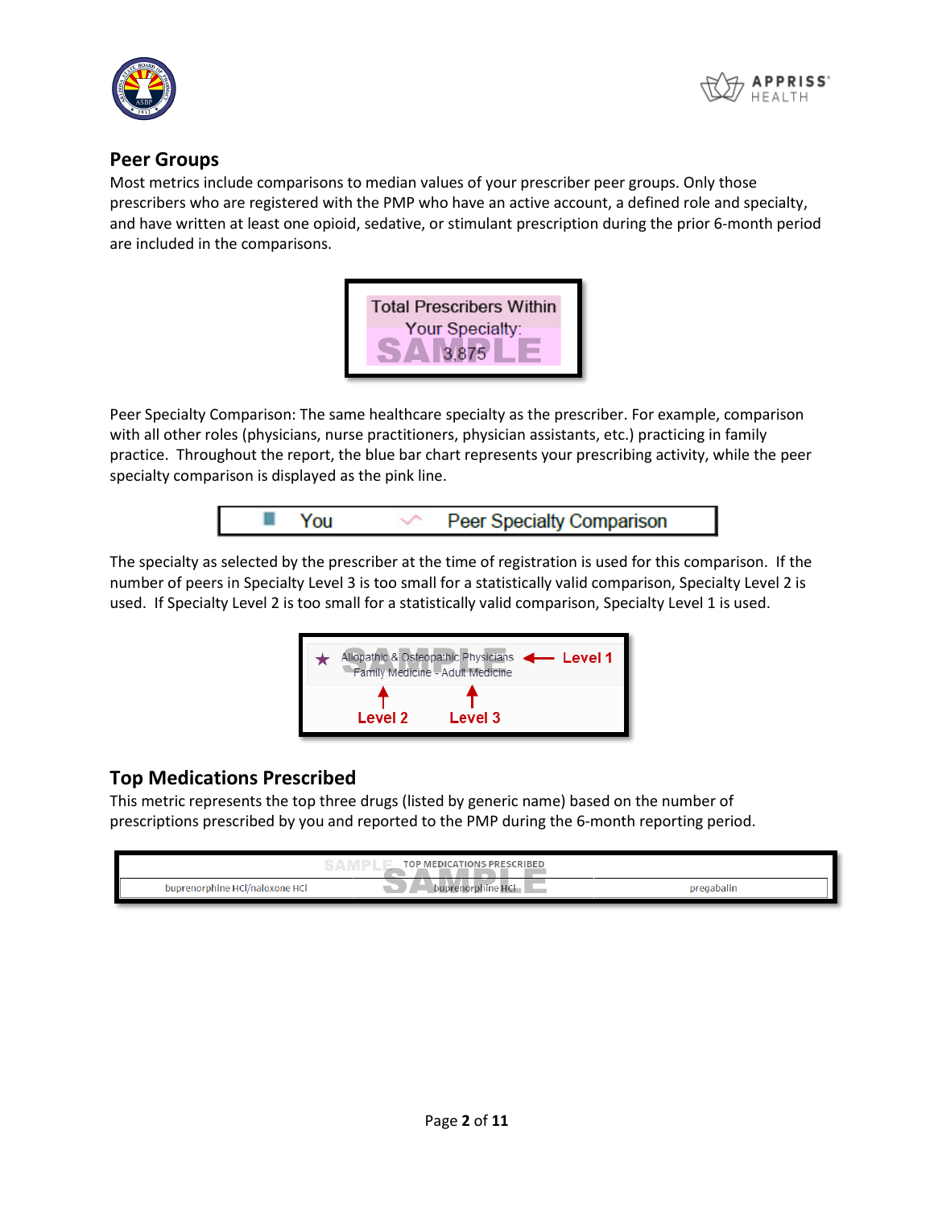## Peer Groups

Most metrics include comparisons to median values of your prescriber peer groups. Only those prescribers who are registered with the PMP who have an active account, a defined role and specialty, and have written at least one opioid, sedative, or stimulant prescription during the prior 6-month period are included in the comparisons.

Total Prescribers Within Your Specialty: 3,875

SAMPLE

Peer Specialty Comparison: The same healthcare specialty as the prescriber. For example, comparison with all other roles (physicians, nurse practitioners, physician assistants, etc.) practicing in family practice. Throughout the report, the blue bar chart represents your prescribing activity, while the peer specialty comparison is displayed as the pink line.

You | Peer Specialty Comparison

The specialty as selected by the prescriber at the time of registration is used for this comparison. If the number of peers in Specialty Level 3 is too small for a statistically valid comparison, Specialty Level 2 is used. If Specialty Level 2 is too small for a statistically valid comparison, Specialty Level 1 is used.

★ Allopathic & Osteopathic Physicians ← Level 1
Family Medicine - Adult Medicine
↑ Level 2 ↑ Level 3

SAMPLE

## Top Medications Prescribed

This metric represents the top three drugs (listed by generic name) based on the number of prescriptions prescribed by you and reported to the PMP during the 6-month reporting period.

| TOP MEDICATIONS PRESCRIBED | | |
|---|---|---|
| buprenorphine HCl/naloxone HCl | buprenorphine HCl | pregabalin |

SAMPLE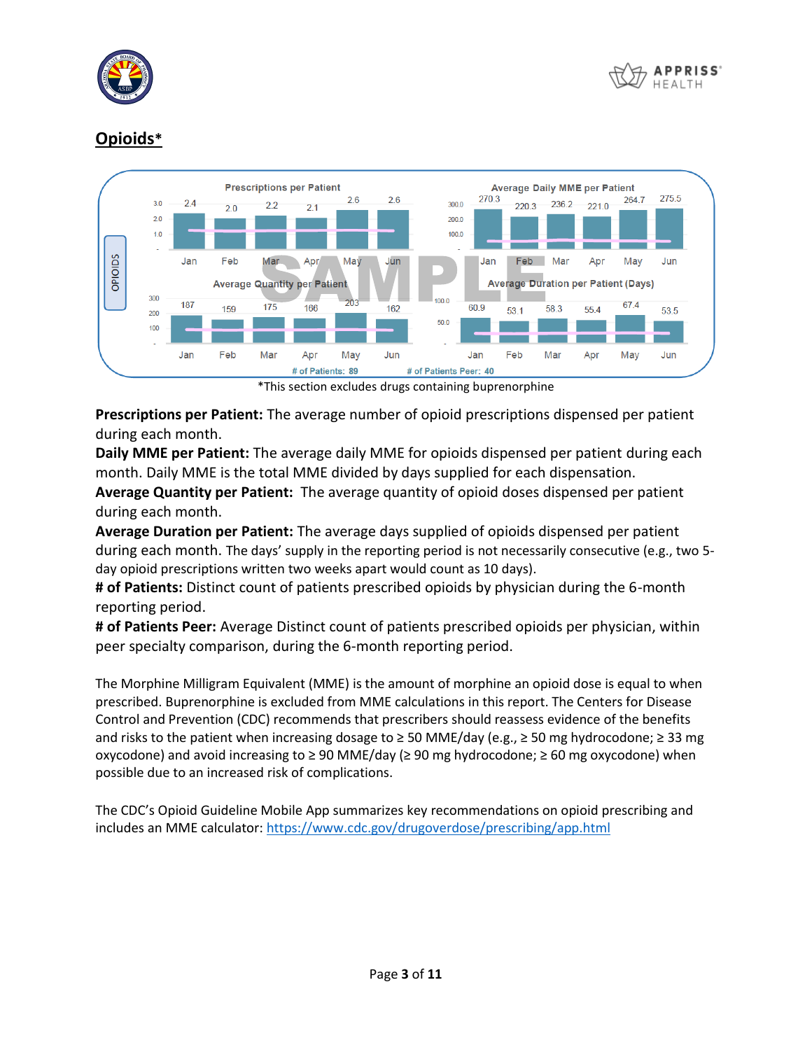## Opioids*

**OPIOIDS**

**Prescriptions per Patient**

| Jan | Feb | Mar | Apr | May | Jun |
|---|---|---|---|---|---|
| 2.4 | 2.0 | 2.2 | 2.1 | 2.6 | 2.6 |

**Average Daily MME per Patient**

| Jan | Feb | Mar | Apr | May | Jun |
|---|---|---|---|---|---|
| 270.3 | 220.3 | 236.2 | 221.0 | 264.7 | 275.5 |

**Average Quantity per Patient**

| Jan | Feb | Mar | Apr | May | Jun |
|---|---|---|---|---|---|
| 187 | 159 | 175 | 166 | 203 | 162 |

**Average Duration per Patient (Days)**

| Jan | Feb | Mar | Apr | May | Jun |
|---|---|---|---|---|---|
| 60.9 | 53.1 | 58.3 | 55.4 | 67.4 | 53.5 |

# of Patients: 89 # of Patients Peer: 40

SAMPLE

*This section excludes drugs containing buprenorphine

**Prescriptions per Patient:** The average number of opioid prescriptions dispensed per patient during each month.
**Daily MME per Patient:** The average daily MME for opioids dispensed per patient during each month. Daily MME is the total MME divided by days supplied for each dispensation.
**Average Quantity per Patient:** The average quantity of opioid doses dispensed per patient during each month.
**Average Duration per Patient:** The average days supplied of opioids dispensed per patient during each month. The days' supply in the reporting period is not necessarily consecutive (e.g., two 5-day opioid prescriptions written two weeks apart would count as 10 days).
**# of Patients:** Distinct count of patients prescribed opioids by physician during the 6-month reporting period.
**# of Patients Peer:** Average Distinct count of patients prescribed opioids per physician, within peer specialty comparison, during the 6-month reporting period.

The Morphine Milligram Equivalent (MME) is the amount of morphine an opioid dose is equal to when prescribed. Buprenorphine is excluded from MME calculations in this report. The Centers for Disease Control and Prevention (CDC) recommends that prescribers should reassess evidence of the benefits and risks to the patient when increasing dosage to ≥ 50 MME/day (e.g., ≥ 50 mg hydrocodone; ≥ 33 mg oxycodone) and avoid increasing to ≥ 90 MME/day (≥ 90 mg hydrocodone; ≥ 60 mg oxycodone) when possible due to an increased risk of complications.

The CDC's Opioid Guideline Mobile App summarizes key recommendations on opioid prescribing and includes an MME calculator: [https://www.cdc.gov/drugoverdose/prescribing/app.html](https://www.cdc.gov/drugoverdose/prescribing/app.html)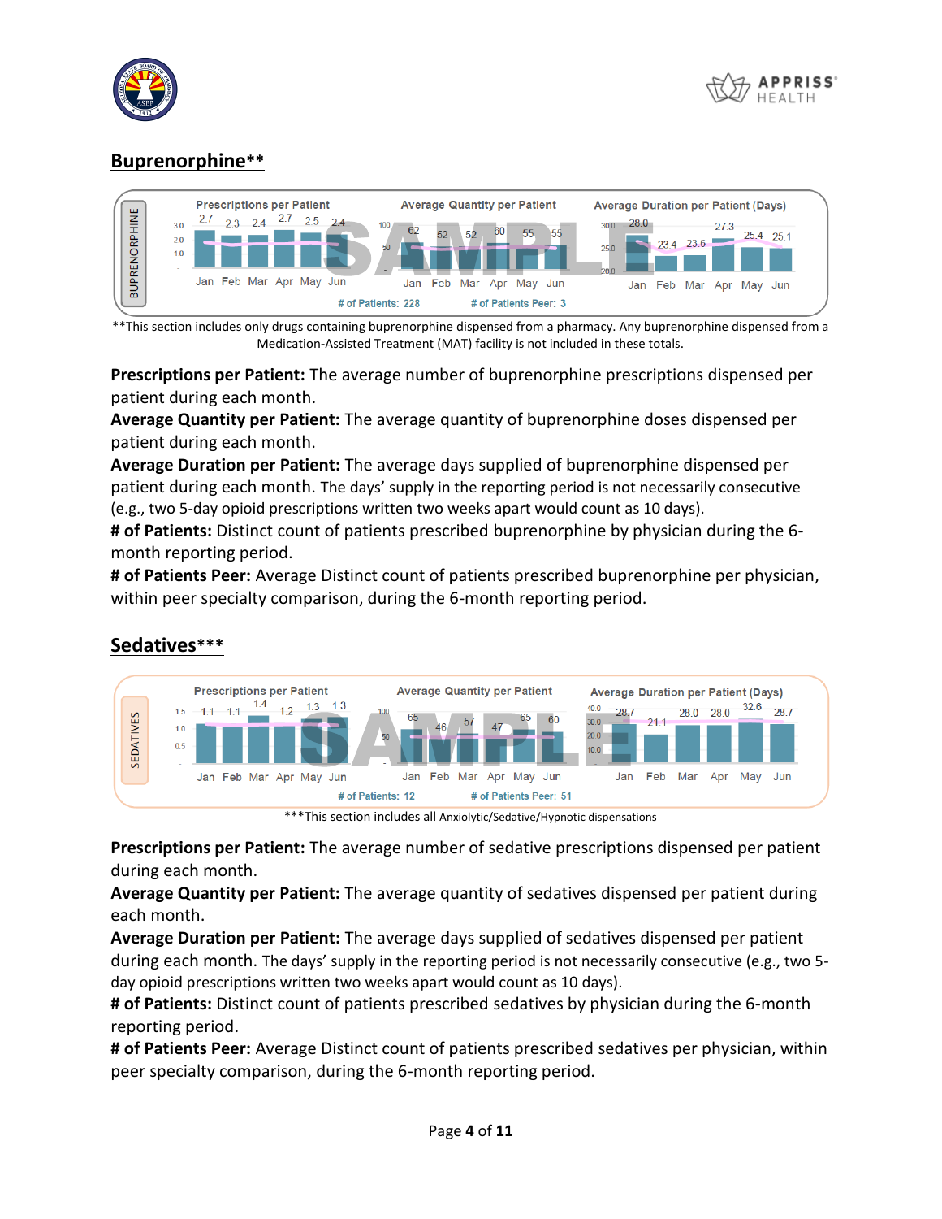## Buprenorphine**

BUPRENORPHINE

| | Jan | Feb | Mar | Apr | May | Jun |
|---|---|---|---|---|---|---|
| Prescriptions per Patient | 2.7 | 2.3 | 2.4 | 2.7 | 2.5 | 2.4 |
| Average Quantity per Patient | 62 | 52 | 52 | 60 | 55 | 55 |
| Average Duration per Patient (Days) | 28.0 | 23.4 | 23.6 | 27.3 | 25.4 | 25.1 |

\# of Patients: 228 # of Patients Peer: 3

SAMPLE

**This section includes only drugs containing buprenorphine dispensed from a pharmacy. Any buprenorphine dispensed from a Medication-Assisted Treatment (MAT) facility is not included in these totals.

**Prescriptions per Patient:** The average number of buprenorphine prescriptions dispensed per patient during each month.
**Average Quantity per Patient:** The average quantity of buprenorphine doses dispensed per patient during each month.
**Average Duration per Patient:** The average days supplied of buprenorphine dispensed per patient during each month. The days' supply in the reporting period is not necessarily consecutive (e.g., two 5-day opioid prescriptions written two weeks apart would count as 10 days).
**# of Patients:** Distinct count of patients prescribed buprenorphine by physician during the 6-month reporting period.
**# of Patients Peer:** Average Distinct count of patients prescribed buprenorphine per physician, within peer specialty comparison, during the 6-month reporting period.

## Sedatives***

SEDATIVES

| | Jan | Feb | Mar | Apr | May | Jun |
|---|---|---|---|---|---|---|
| Prescriptions per Patient | 1.1 | 1.1 | 1.4 | 1.2 | 1.3 | 1.3 |
| Average Quantity per Patient | 65 | 46 | 57 | 47 | 65 | 60 |
| Average Duration per Patient (Days) | 28.7 | 21.1 | 28.0 | 28.0 | 32.6 | 28.7 |

\# of Patients: 12 # of Patients Peer: 51

SAMPLE

***This section includes all Anxiolytic/Sedative/Hypnotic dispensations

**Prescriptions per Patient:** The average number of sedative prescriptions dispensed per patient during each month.
**Average Quantity per Patient:** The average quantity of sedatives dispensed per patient during each month.
**Average Duration per Patient:** The average days supplied of sedatives dispensed per patient during each month. The days' supply in the reporting period is not necessarily consecutive (e.g., two 5-day opioid prescriptions written two weeks apart would count as 10 days).
**# of Patients:** Distinct count of patients prescribed sedatives by physician during the 6-month reporting period.
**# of Patients Peer:** Average Distinct count of patients prescribed sedatives per physician, within peer specialty comparison, during the 6-month reporting period.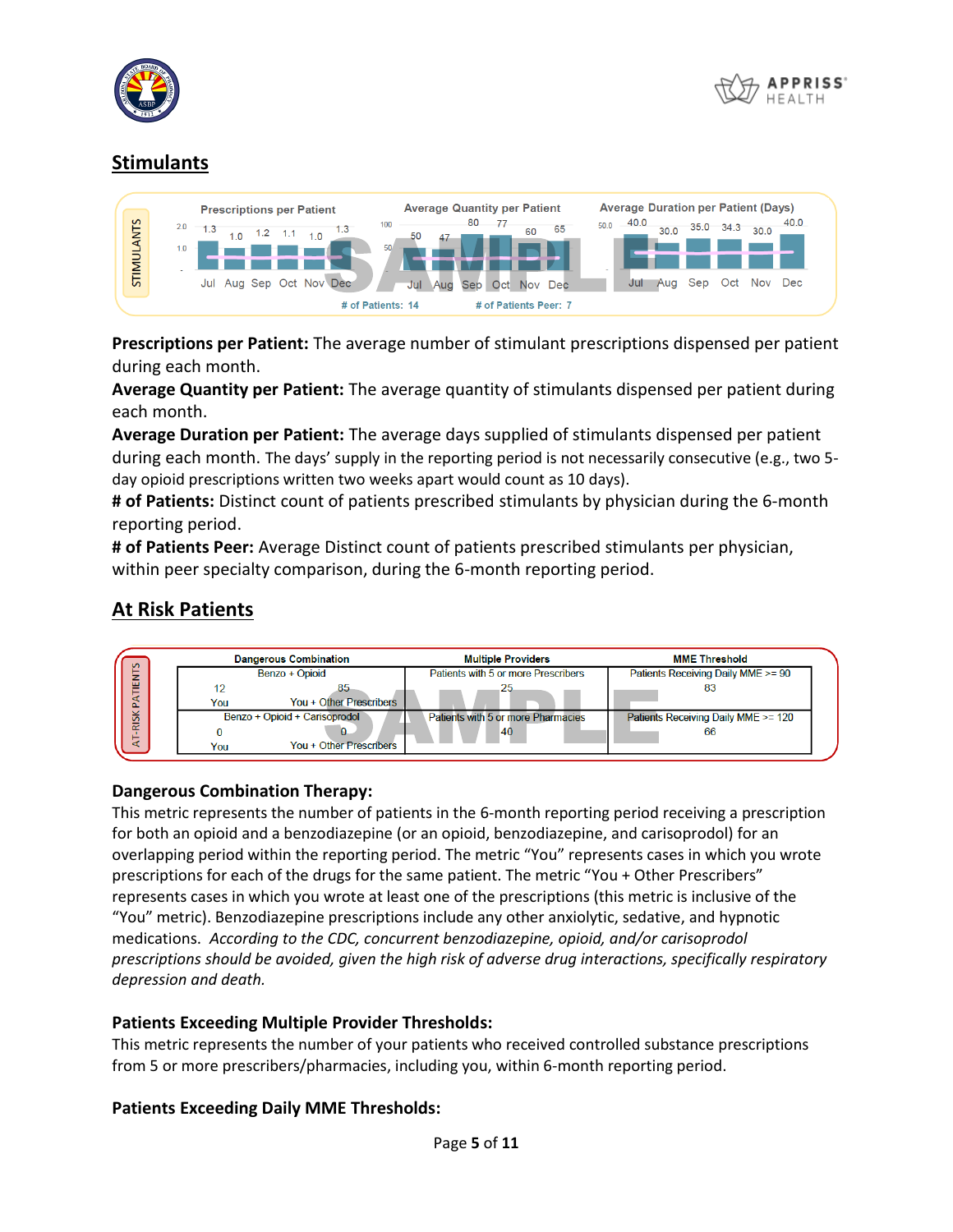## Stimulants

**STIMULANTS**

| | Jul | Aug | Sep | Oct | Nov | Dec |
|---|---|---|---|---|---|---|
| Prescriptions per Patient | 1.3 | 1.0 | 1.2 | 1.1 | 1.0 | 1.3 |
| Average Quantity per Patient | 50 | 47 | 80 | 77 | 60 | 65 |
| Average Duration per Patient (Days) | 40.0 | 30.0 | 35.0 | 34.3 | 30.0 | 40.0 |

# of Patients: 14 # of Patients Peer: 7

SAMPLE

**Prescriptions per Patient:** The average number of stimulant prescriptions dispensed per patient during each month.
**Average Quantity per Patient:** The average quantity of stimulants dispensed per patient during each month.
**Average Duration per Patient:** The average days supplied of stimulants dispensed per patient during each month. The days' supply in the reporting period is not necessarily consecutive (e.g., two 5-day opioid prescriptions written two weeks apart would count as 10 days).
**# of Patients:** Distinct count of patients prescribed stimulants by physician during the 6-month reporting period.
**# of Patients Peer:** Average Distinct count of patients prescribed stimulants per physician, within peer specialty comparison, during the 6-month reporting period.

## At Risk Patients

**AT-RISK PATIENTS**

| Dangerous Combination | | Multiple Providers | MME Threshold |
|---|---|---|---|
| Benzo + Opioid | | Patients with 5 or more Prescribers | Patients Receiving Daily MME >= 90 |
| 12 (You) | 85 (You + Other Prescribers) | 25 | 83 |
| Benzo + Opioid + Carisoprodol | | Patients with 5 or more Pharmacies | Patients Receiving Daily MME >= 120 |
| 0 (You) | 0 (You + Other Prescribers) | 40 | 66 |

SAMPLE

### Dangerous Combination Therapy:

This metric represents the number of patients in the 6-month reporting period receiving a prescription for both an opioid and a benzodiazepine (or an opioid, benzodiazepine, and carisoprodol) for an overlapping period within the reporting period. The metric "You" represents cases in which you wrote prescriptions for each of the drugs for the same patient. The metric "You + Other Prescribers" represents cases in which you wrote at least one of the prescriptions (this metric is inclusive of the "You" metric). Benzodiazepine prescriptions include any other anxiolytic, sedative, and hypnotic medications. *According to the CDC, concurrent benzodiazepine, opioid, and/or carisoprodol prescriptions should be avoided, given the high risk of adverse drug interactions, specifically respiratory depression and death.*

### Patients Exceeding Multiple Provider Thresholds:

This metric represents the number of your patients who received controlled substance prescriptions from 5 or more prescribers/pharmacies, including you, within 6-month reporting period.

### Patients Exceeding Daily MME Thresholds: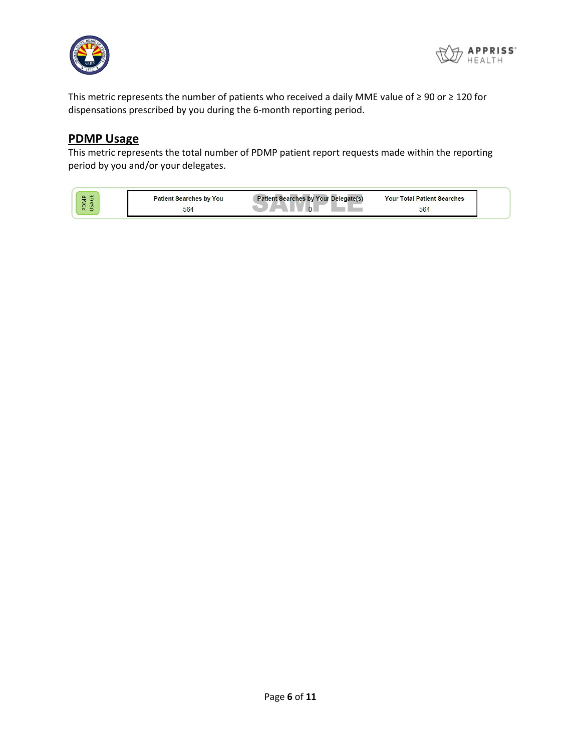This metric represents the number of patients who received a daily MME value of ≥ 90 or ≥ 120 for dispensations prescribed by you during the 6-month reporting period.

## PDMP Usage

This metric represents the total number of PDMP patient report requests made within the reporting period by you and/or your delegates.

| PDMP USAGE | Patient Searches by You | Patient Searches by Your Delegate(s) | Your Total Patient Searches |
|---|---|---|---|
| | 564 | 0 | 564 |

SAMPLE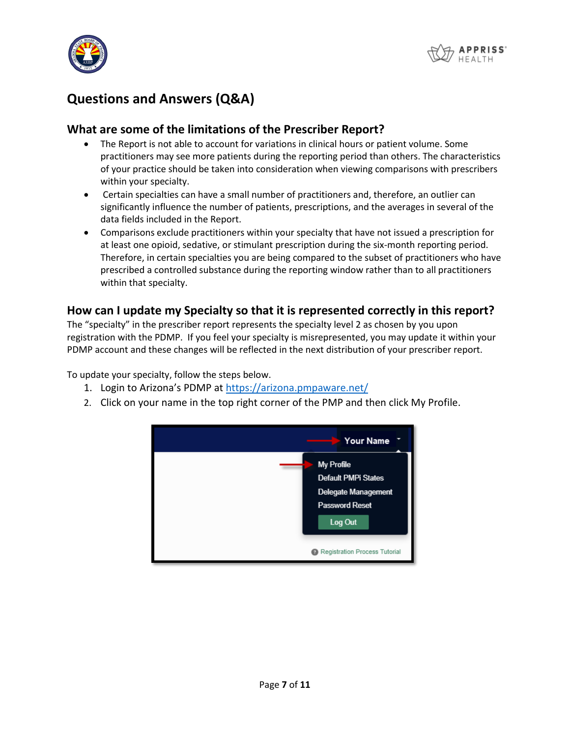# Questions and Answers (Q&A)

## What are some of the limitations of the Prescriber Report?

- The Report is not able to account for variations in clinical hours or patient volume. Some practitioners may see more patients during the reporting period than others. The characteristics of your practice should be taken into consideration when viewing comparisons with prescribers within your specialty.
- Certain specialties can have a small number of practitioners and, therefore, an outlier can significantly influence the number of patients, prescriptions, and the averages in several of the data fields included in the Report.
- Comparisons exclude practitioners within your specialty that have not issued a prescription for at least one opioid, sedative, or stimulant prescription during the six-month reporting period. Therefore, in certain specialties you are being compared to the subset of practitioners who have prescribed a controlled substance during the reporting window rather than to all practitioners within that specialty.

## How can I update my Specialty so that it is represented correctly in this report?

The "specialty" in the prescriber report represents the specialty level 2 as chosen by you upon registration with the PDMP. If you feel your specialty is misrepresented, you may update it within your PDMP account and these changes will be reflected in the next distribution of your prescriber report.

To update your specialty, follow the steps below.

1. Login to Arizona's PDMP at https://arizona.pmpaware.net/
2. Click on your name in the top right corner of the PMP and then click My Profile.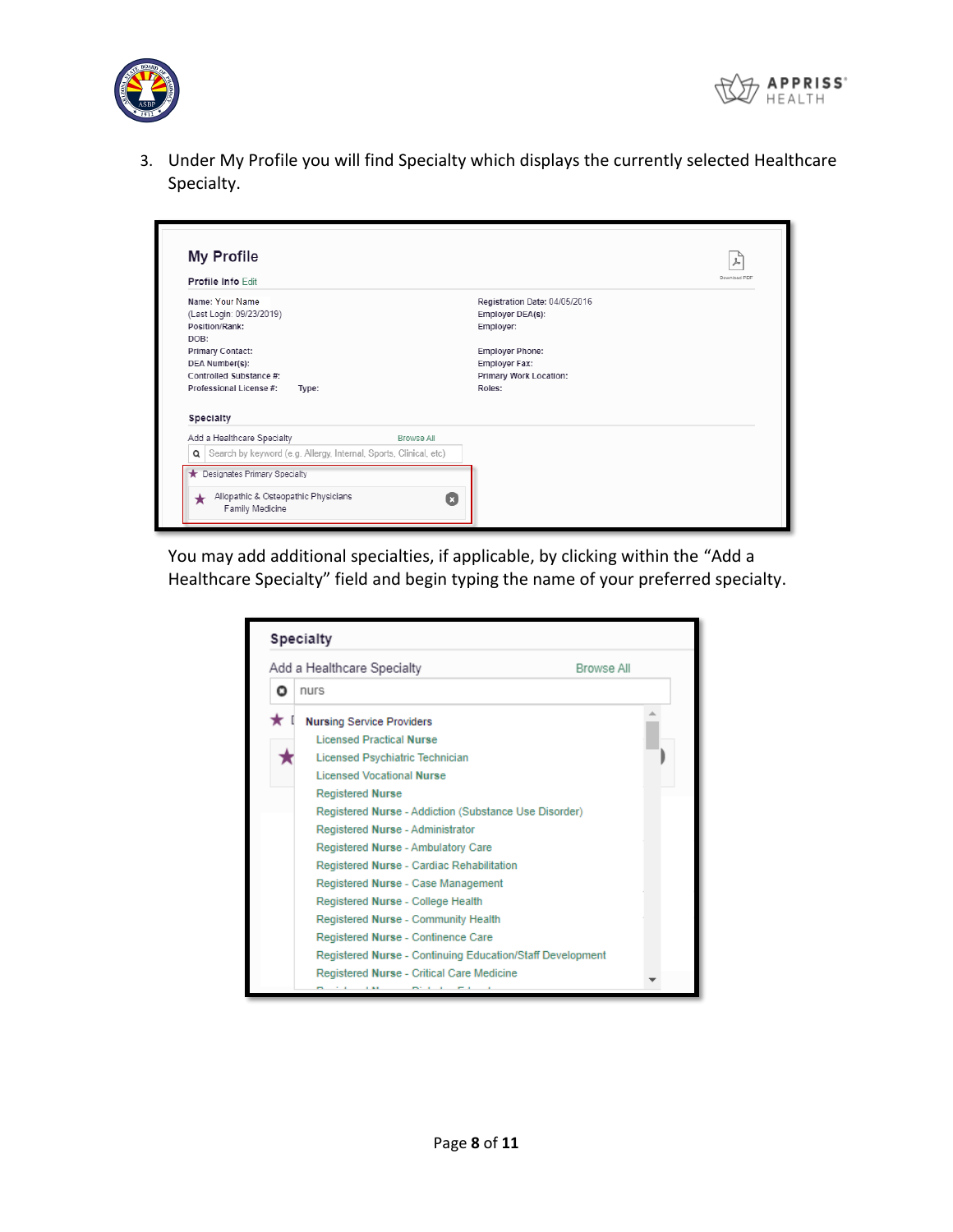3. Under My Profile you will find Specialty which displays the currently selected Healthcare Specialty.

   You may add additional specialties, if applicable, by clicking within the "Add a Healthcare Specialty" field and begin typing the name of your preferred specialty.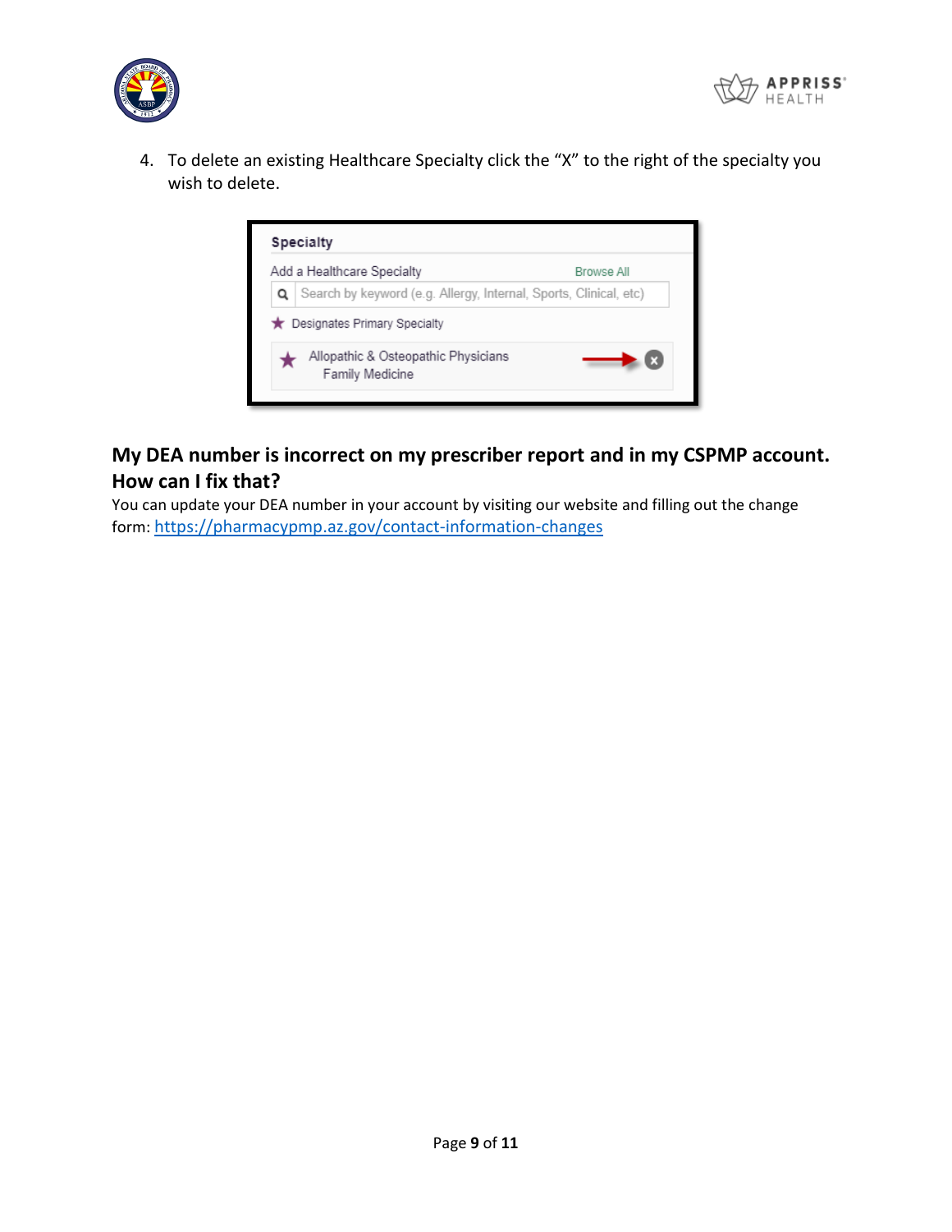4. To delete an existing Healthcare Specialty click the "X" to the right of the specialty you wish to delete.

## My DEA number is incorrect on my prescriber report and in my CSPMP account. How can I fix that?

You can update your DEA number in your account by visiting our website and filling out the change form: https://pharmacypmp.az.gov/contact-information-changes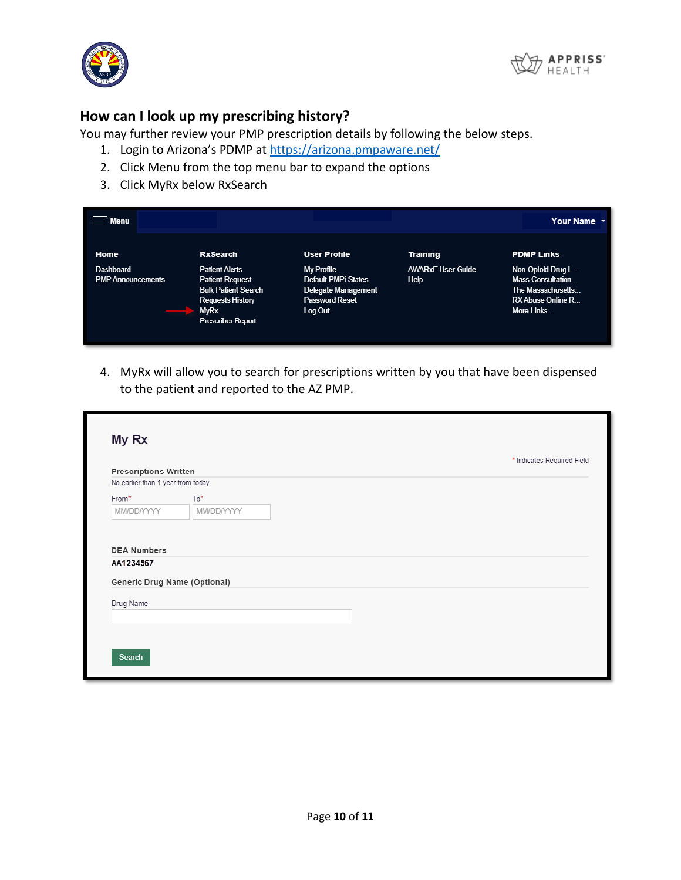## How can I look up my prescribing history?

You may further review your PMP prescription details by following the below steps.

1. Login to Arizona's PDMP at https://arizona.pmpaware.net/
2. Click Menu from the top menu bar to expand the options
3. Click MyRx below RxSearch

Menu | Your Name

| Home | RxSearch | User Profile | Training | PDMP Links |
|---|---|---|---|---|
| Dashboard | Patient Alerts | My Profile | AWARxE User Guide | Non-Opioid Drug L... |
| PMP Announcements | Patient Request | Default PMPi States | Help | Mass Consultation... |
| | Bulk Patient Search | Delegate Management | | The Massachusetts... |
| | Requests History | Password Reset | | RX Abuse Online R... |
| | MyRx | Log Out | | More Links... |
| | Prescriber Report | | | |

4. MyRx will allow you to search for prescriptions written by you that have been dispensed to the patient and reported to the AZ PMP.

**My Rx**

* Indicates Required Field

**Prescriptions Written**

No earlier than 1 year from today

From* MM/DD/YYYY To* MM/DD/YYYY

**DEA Numbers**

AA1234567

**Generic Drug Name (Optional)**

Drug Name

Search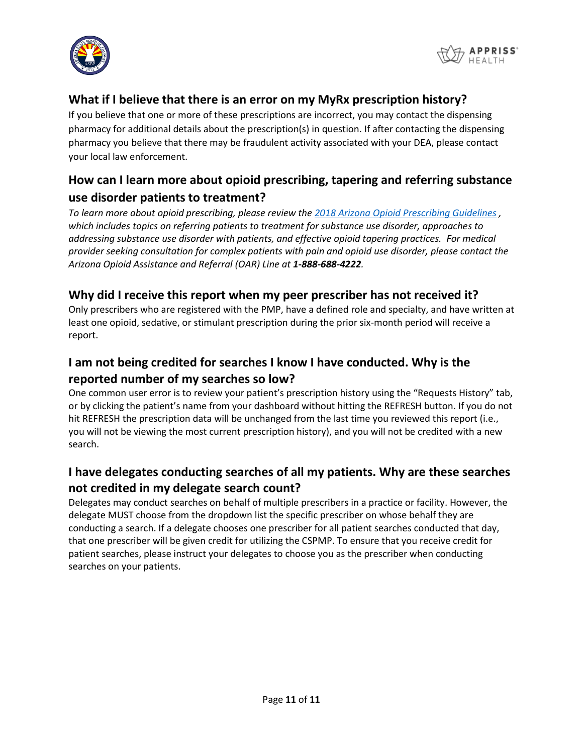## What if I believe that there is an error on my MyRx prescription history?

If you believe that one or more of these prescriptions are incorrect, you may contact the dispensing pharmacy for additional details about the prescription(s) in question. If after contacting the dispensing pharmacy you believe that there may be fraudulent activity associated with your DEA, please contact your local law enforcement.

## How can I learn more about opioid prescribing, tapering and referring substance use disorder patients to treatment?

*To learn more about opioid prescribing, please review the [2018 Arizona Opioid Prescribing Guidelines](), which includes topics on referring patients to treatment for substance use disorder, approaches to addressing substance use disorder with patients, and effective opioid tapering practices. For medical provider seeking consultation for complex patients with pain and opioid use disorder, please contact the Arizona Opioid Assistance and Referral (OAR) Line at **1-888-688-4222**.*

## Why did I receive this report when my peer prescriber has not received it?

Only prescribers who are registered with the PMP, have a defined role and specialty, and have written at least one opioid, sedative, or stimulant prescription during the prior six-month period will receive a report.

## I am not being credited for searches I know I have conducted. Why is the reported number of my searches so low?

One common user error is to review your patient's prescription history using the "Requests History" tab, or by clicking the patient's name from your dashboard without hitting the REFRESH button. If you do not hit REFRESH the prescription data will be unchanged from the last time you reviewed this report (i.e., you will not be viewing the most current prescription history), and you will not be credited with a new search.

## I have delegates conducting searches of all my patients. Why are these searches not credited in my delegate search count?

Delegates may conduct searches on behalf of multiple prescribers in a practice or facility. However, the delegate MUST choose from the dropdown list the specific prescriber on whose behalf they are conducting a search. If a delegate chooses one prescriber for all patient searches conducted that day, that one prescriber will be given credit for utilizing the CSPMP. To ensure that you receive credit for patient searches, please instruct your delegates to choose you as the prescriber when conducting searches on your patients.